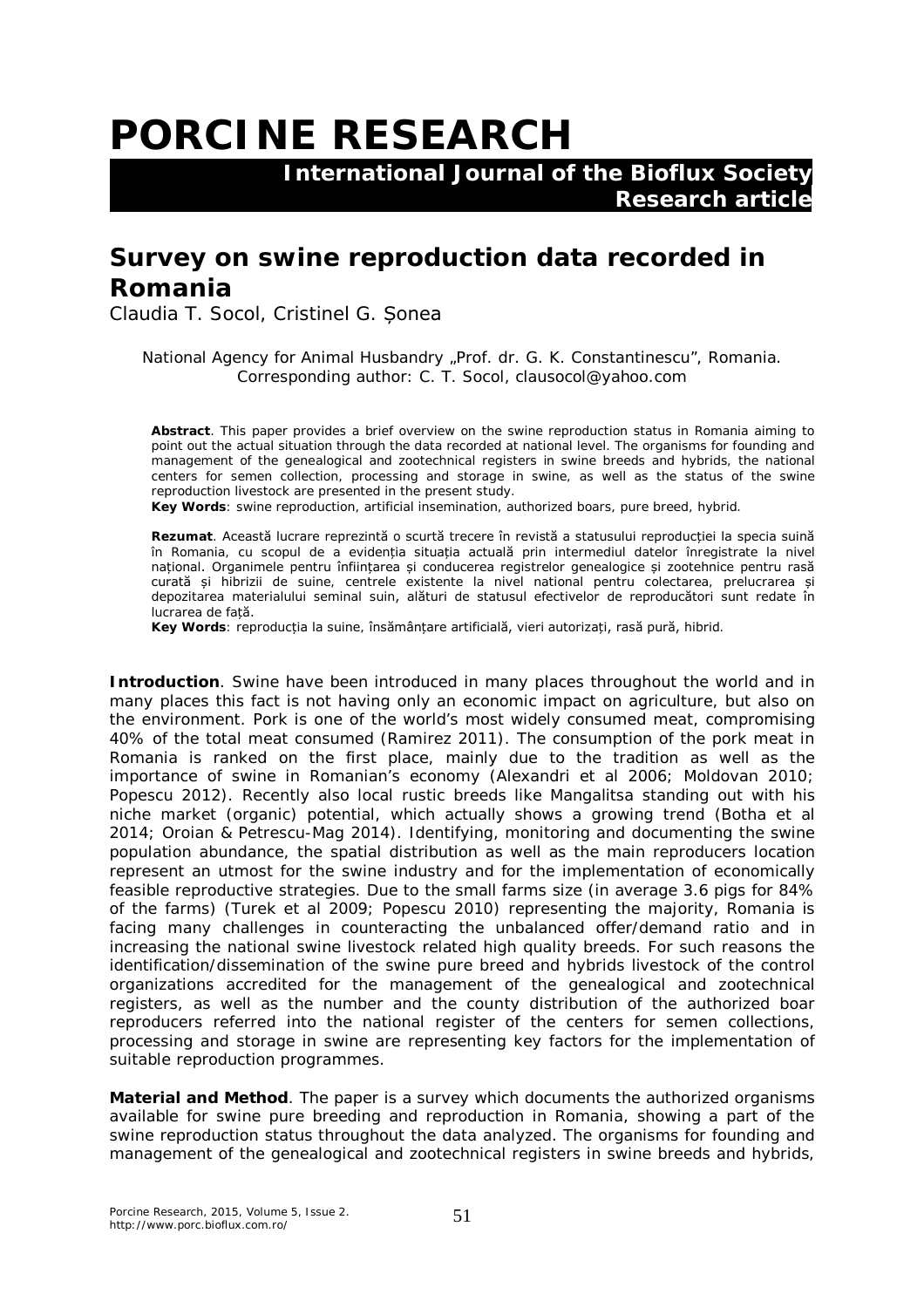# PORCINE RESEARCH

**International Journal of the Bioflux Society**
**Research article**

## Survey on swine reproduction data recorded in Romania

Claudia T. Socol, Cristinel G. Șonea

National Agency for Animal Husbandry „Prof. dr. G. K. Constantinescu", Romania. Corresponding author: C. T. Socol, clausocol@yahoo.com

**Abstract**. This paper provides a brief overview on the swine reproduction status in Romania aiming to point out the actual situation through the data recorded at national level. The organisms for founding and management of the genealogical and zootechnical registers in swine breeds and hybrids, the national centers for semen collection, processing and storage in swine, as well as the status of the swine reproduction livestock are presented in the present study.
**Key Words**: swine reproduction, artificial insemination, authorized boars, pure breed, hybrid.

**Rezumat**. Această lucrare reprezintă o scurtă trecere în revistă a statusului reproducției la specia suină în Romania, cu scopul de a evidenția situația actuală prin intermediul datelor înregistrate la nivel național. Organimele pentru înființarea și conducerea registrelor genealogice și zootehnice pentru rasă curată și hibrizii de suine, centrele existente la nivel national pentru colectarea, prelucrarea și depozitarea materialului seminal suin, alături de statusul efectivelor de reproducători sunt redate în lucrarea de față.
**Key Words**: reproducția la suine, însămânțare artificială, vieri autorizați, rasă pură, hibrid.

**Introduction**. Swine have been introduced in many places throughout the world and in many places this fact is not having only an economic impact on agriculture, but also on the environment. Pork is one of the world's most widely consumed meat, compromising 40% of the total meat consumed (Ramirez 2011). The consumption of the pork meat in Romania is ranked on the first place, mainly due to the tradition as well as the importance of swine in Romanian's economy (Alexandri et al 2006; Moldovan 2010; Popescu 2012). Recently also local rustic breeds like Mangalitsa standing out with his niche market (organic) potential, which actually shows a growing trend (Botha et al 2014; Oroian & Petrescu-Mag 2014). Identifying, monitoring and documenting the swine population abundance, the spatial distribution as well as the main reproducers location represent an utmost for the swine industry and for the implementation of economically feasible reproductive strategies. Due to the small farms size (in average 3.6 pigs for 84% of the farms) (Turek et al 2009; Popescu 2010) representing the majority, Romania is facing many challenges in counteracting the unbalanced offer/demand ratio and in increasing the national swine livestock related high quality breeds. For such reasons the identification/dissemination of the swine pure breed and hybrids livestock of the control organizations accredited for the management of the genealogical and zootechnical registers, as well as the number and the county distribution of the authorized boar reproducers referred into the national register of the centers for semen collections, processing and storage in swine are representing key factors for the implementation of suitable reproduction programmes.

**Material and Method**. The paper is a survey which documents the authorized organisms available for swine pure breeding and reproduction in Romania, showing a part of the swine reproduction status throughout the data analyzed. The organisms for founding and management of the genealogical and zootechnical registers in swine breeds and hybrids,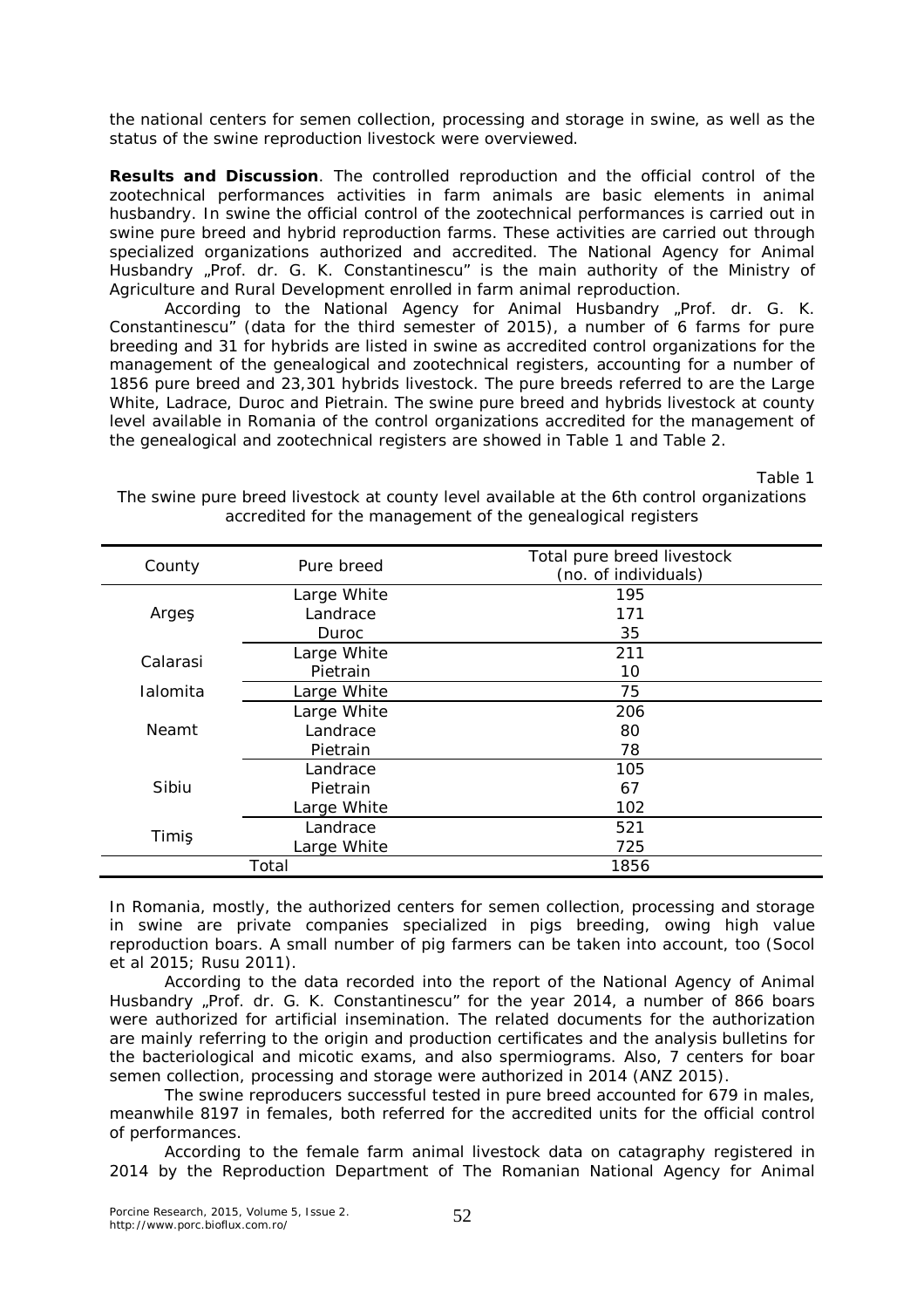the national centers for semen collection, processing and storage in swine, as well as the status of the swine reproduction livestock were overviewed.

**Results and Discussion**. The controlled reproduction and the official control of the zootechnical performances activities in farm animals are basic elements in animal husbandry. In swine the official control of the zootechnical performances is carried out in swine pure breed and hybrid reproduction farms. These activities are carried out through specialized organizations authorized and accredited. The National Agency for Animal Husbandry „Prof. dr. G. K. Constantinescu" is the main authority of the Ministry of Agriculture and Rural Development enrolled in farm animal reproduction.

According to the National Agency for Animal Husbandry „Prof. dr. G. K. Constantinescu" (data for the third semester of 2015), a number of 6 farms for pure breeding and 31 for hybrids are listed in swine as accredited control organizations for the management of the genealogical and zootechnical registers, accounting for a number of 1856 pure breed and 23,301 hybrids livestock. The pure breeds referred to are the Large White, Ladrace, Duroc and Pietrain. The swine pure breed and hybrids livestock at county level available in Romania of the control organizations accredited for the management of the genealogical and zootechnical registers are showed in Table 1 and Table 2.

Table 1

The swine pure breed livestock at county level available at the 6th control organizations accredited for the management of the genealogical registers

| County | Pure breed | Total pure breed livestock (no. of individuals) |
|---|---|---|
| Argeş | Large White | 195 |
| | Landrace | 171 |
| | Duroc | 35 |
| Calarasi | Large White | 211 |
| | Pietrain | 10 |
| Ialomita | Large White | 75 |
| Neamt | Large White | 206 |
| | Landrace | 80 |
| | Pietrain | 78 |
| Sibiu | Landrace | 105 |
| | Pietrain | 67 |
| | Large White | 102 |
| Timiş | Landrace | 521 |
| | Large White | 725 |
| Total | | 1856 |

In Romania, mostly, the authorized centers for semen collection, processing and storage in swine are private companies specialized in pigs breeding, owing high value reproduction boars. A small number of pig farmers can be taken into account, too (Socol et al 2015; Rusu 2011).

According to the data recorded into the report of the National Agency of Animal Husbandry „Prof. dr. G. K. Constantinescu" for the year 2014, a number of 866 boars were authorized for artificial insemination. The related documents for the authorization are mainly referring to the origin and production certificates and the analysis bulletins for the bacteriological and micotic exams, and also spermiograms. Also, 7 centers for boar semen collection, processing and storage were authorized in 2014 (ANZ 2015).

The swine reproducers successful tested in pure breed accounted for 679 in males, meanwhile 8197 in females, both referred for the accredited units for the official control of performances.

According to the female farm animal livestock data on catagraphy registered in 2014 by the Reproduction Department of The Romanian National Agency for Animal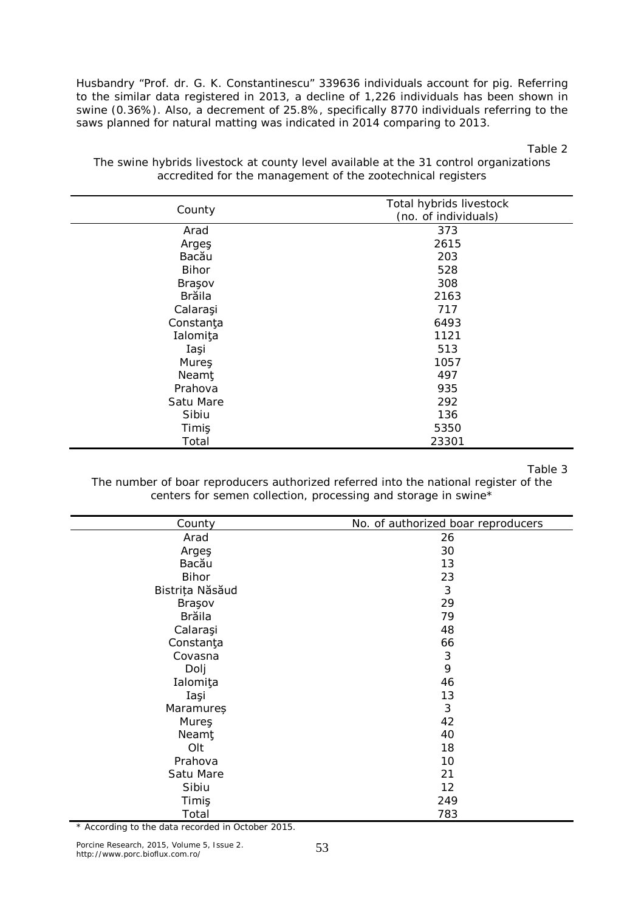Husbandry "Prof. dr. G. K. Constantinescu" 339636 individuals account for pig. Referring to the similar data registered in 2013, a decline of 1,226 individuals has been shown in swine (0.36%). Also, a decrement of 25.8%, specifically 8770 individuals referring to the saws planned for natural matting was indicated in 2014 comparing to 2013.

Table 2

The swine hybrids livestock at county level available at the 31 control organizations accredited for the management of the zootechnical registers

| County | Total hybrids livestock (no. of individuals) |
|---|---|
| Arad | 373 |
| Argeş | 2615 |
| Bacău | 203 |
| Bihor | 528 |
| Braşov | 308 |
| Brăila | 2163 |
| Calaraşi | 717 |
| Constanţa | 6493 |
| Ialomiţa | 1121 |
| Iaşi | 513 |
| Mureş | 1057 |
| Neamţ | 497 |
| Prahova | 935 |
| Satu Mare | 292 |
| Sibiu | 136 |
| Timiş | 5350 |
| Total | 23301 |

Table 3

The number of boar reproducers authorized referred into the national register of the centers for semen collection, processing and storage in swine*

| County | No. of authorized boar reproducers |
|---|---|
| Arad | 26 |
| Argeş | 30 |
| Bacău | 13 |
| Bihor | 23 |
| Bistrița Năsăud | 3 |
| Braşov | 29 |
| Brăila | 79 |
| Calaraşi | 48 |
| Constanţa | 66 |
| Covasna | 3 |
| Dolj | 9 |
| Ialomiţa | 46 |
| Iaşi | 13 |
| Maramureș | 3 |
| Mureş | 42 |
| Neamţ | 40 |
| Olt | 18 |
| Prahova | 10 |
| Satu Mare | 21 |
| Sibiu | 12 |
| Timiş | 249 |
| Total | 783 |

* According to the data recorded in October 2015.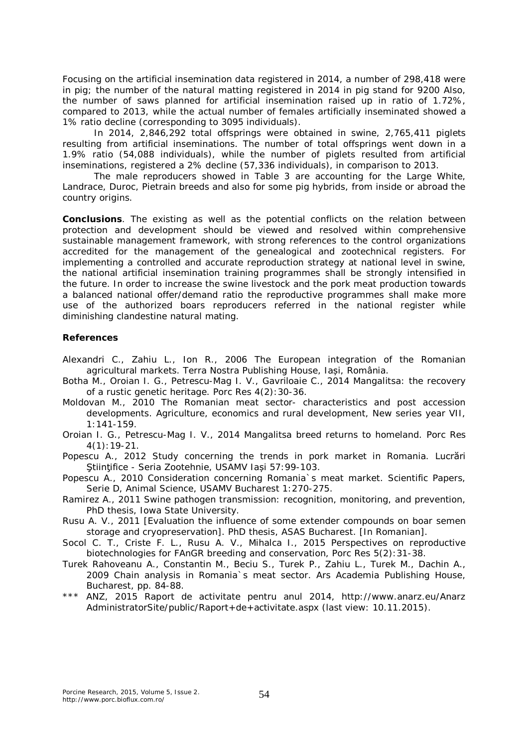Focusing on the artificial insemination data registered in 2014, a number of 298,418 were in pig; the number of the natural matting registered in 2014 in pig stand for 9200 Also, the number of saws planned for artificial insemination raised up in ratio of 1.72%, compared to 2013, while the actual number of females artificially inseminated showed a 1% ratio decline (corresponding to 3095 individuals).

In 2014, 2,846,292 total offsprings were obtained in swine, 2,765,411 piglets resulting from artificial inseminations. The number of total offsprings went down in a 1.9% ratio (54,088 individuals), while the number of piglets resulted from artificial inseminations, registered a 2% decline (57,336 individuals), in comparison to 2013.

The male reproducers showed in Table 3 are accounting for the Large White, Landrace, Duroc, Pietrain breeds and also for some pig hybrids, from inside or abroad the country origins.

**Conclusions**. The existing as well as the potential conflicts on the relation between protection and development should be viewed and resolved within comprehensive sustainable management framework, with strong references to the control organizations accredited for the management of the genealogical and zootechnical registers. For implementing a controlled and accurate reproduction strategy at national level in swine, the national artificial insemination training programmes shall be strongly intensified in the future. In order to increase the swine livestock and the pork meat production towards a balanced national offer/demand ratio the reproductive programmes shall make more use of the authorized boars reproducers referred in the national register while diminishing clandestine natural mating.

### References

Alexandri C., Zahiu L., Ion R., 2006 The European integration of the Romanian agricultural markets. Terra Nostra Publishing House, Iași, România.

Botha M., Oroian I. G., Petrescu-Mag I. V., Gavriloaie C., 2014 Mangalitsa: the recovery of a rustic genetic heritage. Porc Res 4(2):30-36.

Moldovan M., 2010 The Romanian meat sector- characteristics and post accession developments. Agriculture, economics and rural development, New series year VII, 1:141-159.

Oroian I. G., Petrescu-Mag I. V., 2014 Mangalitsa breed returns to homeland. Porc Res 4(1):19-21.

Popescu A., 2012 Study concerning the trends in pork market in Romania. Lucrări Ştiinţifice - Seria Zootehnie, USAMV Iași 57:99-103.

Popescu A., 2010 Consideration concerning Romania`s meat market. Scientific Papers, Serie D, Animal Science, USAMV Bucharest 1:270-275.

Ramirez A., 2011 Swine pathogen transmission: recognition, monitoring, and prevention, PhD thesis, Iowa State University.

Rusu A. V., 2011 [Evaluation the influence of some extender compounds on boar semen storage and cryopreservation]. PhD thesis, ASAS Bucharest. [In Romanian].

Socol C. T., Criste F. L., Rusu A. V., Mihalca I., 2015 Perspectives on reproductive biotechnologies for FAnGR breeding and conservation, Porc Res 5(2):31-38.

Turek Rahoveanu A., Constantin M., Beciu S., Turek P., Zahiu L., Turek M., Dachin A., 2009 Chain analysis in Romania`s meat sector. Ars Academia Publishing House, Bucharest, pp. 84-88.

*** ANZ, 2015 Raport de activitate pentru anul 2014, http://www.anarz.eu/Anarz AdministratorSite/public/Raport+de+activitate.aspx (last view: 10.11.2015).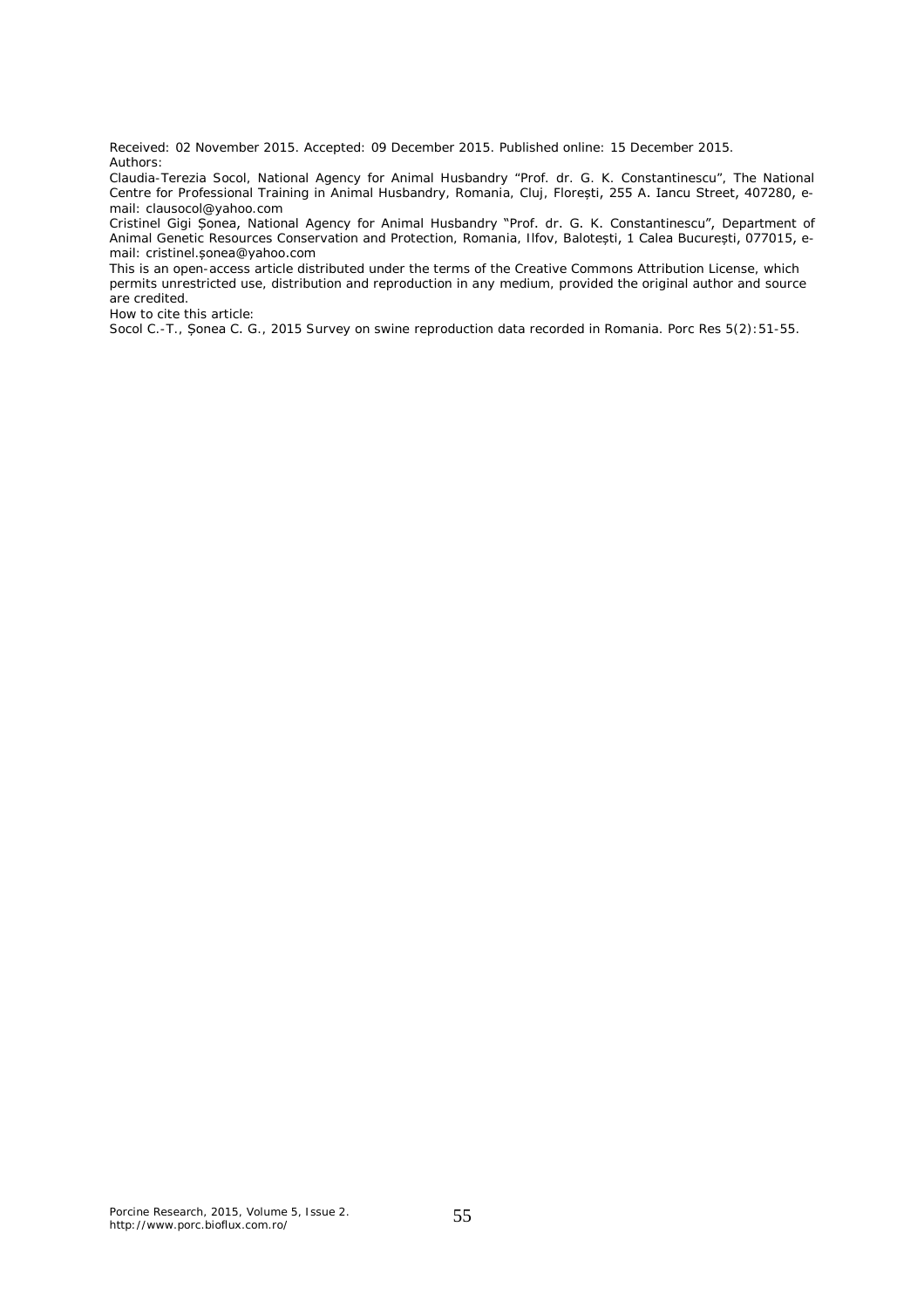Received: 02 November 2015. Accepted: 09 December 2015. Published online: 15 December 2015.
Authors:
Claudia-Terezia Socol, National Agency for Animal Husbandry "Prof. dr. G. K. Constantinescu", The National Centre for Professional Training in Animal Husbandry, Romania, Cluj, Florești, 255 A. Iancu Street, 407280, e-mail: clausocol@yahoo.com
Cristinel Gigi Șonea, National Agency for Animal Husbandry "Prof. dr. G. K. Constantinescu", Department of Animal Genetic Resources Conservation and Protection, Romania, Ilfov, Balotești, 1 Calea București, 077015, e-mail: cristinel.șonea@yahoo.com
This is an open-access article distributed under the terms of the Creative Commons Attribution License, which permits unrestricted use, distribution and reproduction in any medium, provided the original author and source are credited.
How to cite this article:
Socol C.-T., Șonea C. G., 2015 Survey on swine reproduction data recorded in Romania. Porc Res 5(2):51-55.